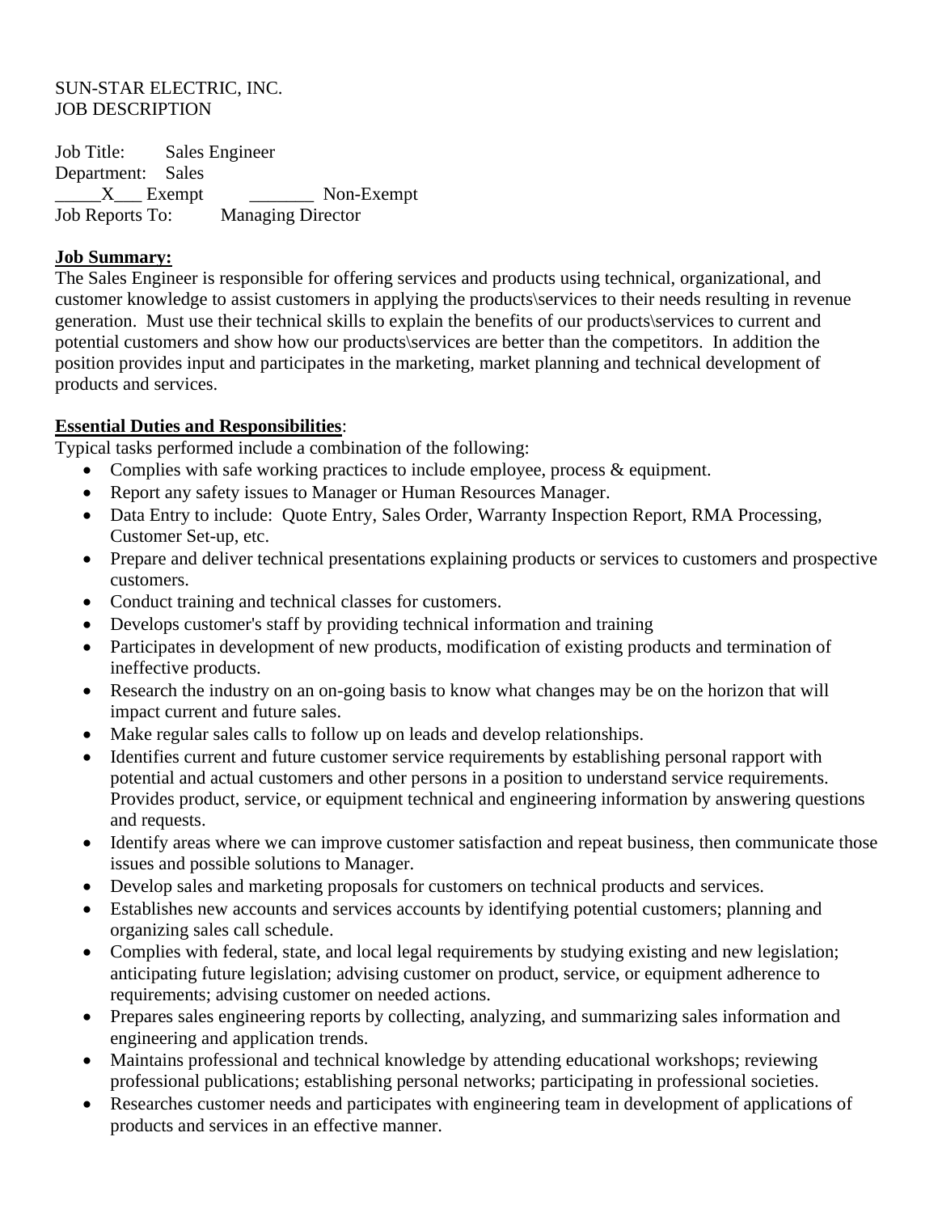SUN-STAR ELECTRIC, INC.
JOB DESCRIPTION

Job Title: Sales Engineer
Department: Sales
_____X___ Exempt _______ Non-Exempt
Job Reports To: Managing Director

**Job Summary:**
The Sales Engineer is responsible for offering services and products using technical, organizational, and customer knowledge to assist customers in applying the products\services to their needs resulting in revenue generation. Must use their technical skills to explain the benefits of our products\services to current and potential customers and show how our products\services are better than the competitors. In addition the position provides input and participates in the marketing, market planning and technical development of products and services.

**Essential Duties and Responsibilities**:
Typical tasks performed include a combination of the following:

- Complies with safe working practices to include employee, process & equipment.
- Report any safety issues to Manager or Human Resources Manager.
- Data Entry to include: Quote Entry, Sales Order, Warranty Inspection Report, RMA Processing, Customer Set-up, etc.
- Prepare and deliver technical presentations explaining products or services to customers and prospective customers.
- Conduct training and technical classes for customers.
- Develops customer's staff by providing technical information and training
- Participates in development of new products, modification of existing products and termination of ineffective products.
- Research the industry on an on-going basis to know what changes may be on the horizon that will impact current and future sales.
- Make regular sales calls to follow up on leads and develop relationships.
- Identifies current and future customer service requirements by establishing personal rapport with potential and actual customers and other persons in a position to understand service requirements. Provides product, service, or equipment technical and engineering information by answering questions and requests.
- Identify areas where we can improve customer satisfaction and repeat business, then communicate those issues and possible solutions to Manager.
- Develop sales and marketing proposals for customers on technical products and services.
- Establishes new accounts and services accounts by identifying potential customers; planning and organizing sales call schedule.
- Complies with federal, state, and local legal requirements by studying existing and new legislation; anticipating future legislation; advising customer on product, service, or equipment adherence to requirements; advising customer on needed actions.
- Prepares sales engineering reports by collecting, analyzing, and summarizing sales information and engineering and application trends.
- Maintains professional and technical knowledge by attending educational workshops; reviewing professional publications; establishing personal networks; participating in professional societies.
- Researches customer needs and participates with engineering team in development of applications of products and services in an effective manner.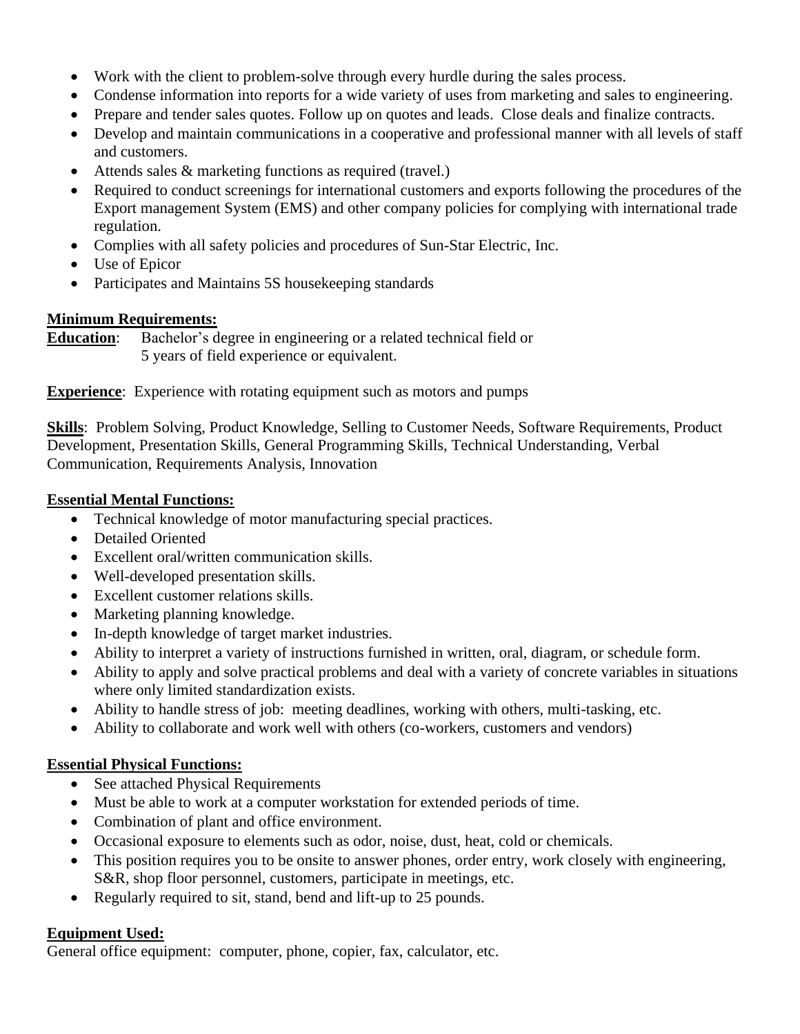- Work with the client to problem-solve through every hurdle during the sales process.
- Condense information into reports for a wide variety of uses from marketing and sales to engineering.
- Prepare and tender sales quotes. Follow up on quotes and leads. Close deals and finalize contracts.
- Develop and maintain communications in a cooperative and professional manner with all levels of staff and customers.
- Attends sales & marketing functions as required (travel.)
- Required to conduct screenings for international customers and exports following the procedures of the Export management System (EMS) and other company policies for complying with international trade regulation.
- Complies with all safety policies and procedures of Sun-Star Electric, Inc.
- Use of Epicor
- Participates and Maintains 5S housekeeping standards

**Minimum Requirements:**

**Education**: Bachelor's degree in engineering or a related technical field or
5 years of field experience or equivalent.

**Experience**: Experience with rotating equipment such as motors and pumps

**Skills**: Problem Solving, Product Knowledge, Selling to Customer Needs, Software Requirements, Product Development, Presentation Skills, General Programming Skills, Technical Understanding, Verbal Communication, Requirements Analysis, Innovation

**Essential Mental Functions:**

- Technical knowledge of motor manufacturing special practices.
- Detailed Oriented
- Excellent oral/written communication skills.
- Well-developed presentation skills.
- Excellent customer relations skills.
- Marketing planning knowledge.
- In-depth knowledge of target market industries.
- Ability to interpret a variety of instructions furnished in written, oral, diagram, or schedule form.
- Ability to apply and solve practical problems and deal with a variety of concrete variables in situations where only limited standardization exists.
- Ability to handle stress of job: meeting deadlines, working with others, multi-tasking, etc.
- Ability to collaborate and work well with others (co-workers, customers and vendors)

**Essential Physical Functions:**

- See attached Physical Requirements
- Must be able to work at a computer workstation for extended periods of time.
- Combination of plant and office environment.
- Occasional exposure to elements such as odor, noise, dust, heat, cold or chemicals.
- This position requires you to be onsite to answer phones, order entry, work closely with engineering, S&R, shop floor personnel, customers, participate in meetings, etc.
- Regularly required to sit, stand, bend and lift-up to 25 pounds.

**Equipment Used:**

General office equipment: computer, phone, copier, fax, calculator, etc.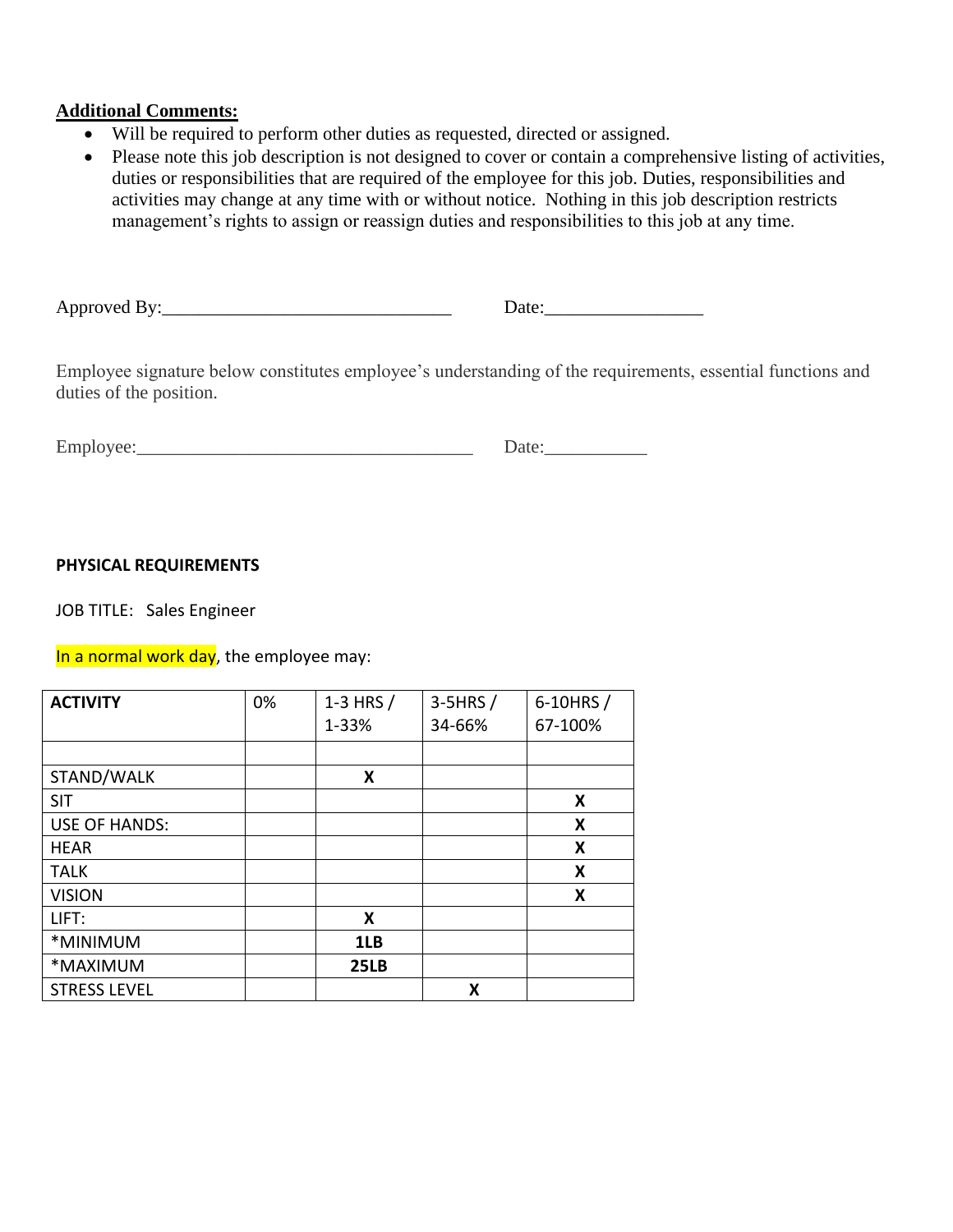**Additional Comments:**

- Will be required to perform other duties as requested, directed or assigned.
- Please note this job description is not designed to cover or contain a comprehensive listing of activities, duties or responsibilities that are required of the employee for this job. Duties, responsibilities and activities may change at any time with or without notice. Nothing in this job description restricts management's rights to assign or reassign duties and responsibilities to this job at any time.

Approved By:_______________________________ Date:_________________

Employee signature below constitutes employee's understanding of the requirements, essential functions and duties of the position.

Employee:____________________________________ Date:___________

**PHYSICAL REQUIREMENTS**

JOB TITLE: Sales Engineer

In a normal work day, the employee may:

| **ACTIVITY** | 0% | 1-3 HRS / 1-33% | 3-5HRS / 34-66% | 6-10HRS / 67-100% |
|---|---|---|---|---|
| | | | | |
| STAND/WALK | | **X** | | |
| SIT | | | | **X** |
| USE OF HANDS: | | | | **X** |
| HEAR | | | | **X** |
| TALK | | | | **X** |
| VISION | | | | **X** |
| LIFT: | | **X** | | |
| *MINIMUM | | **1LB** | | |
| *MAXIMUM | | **25LB** | | |
| STRESS LEVEL | | | **X** | |